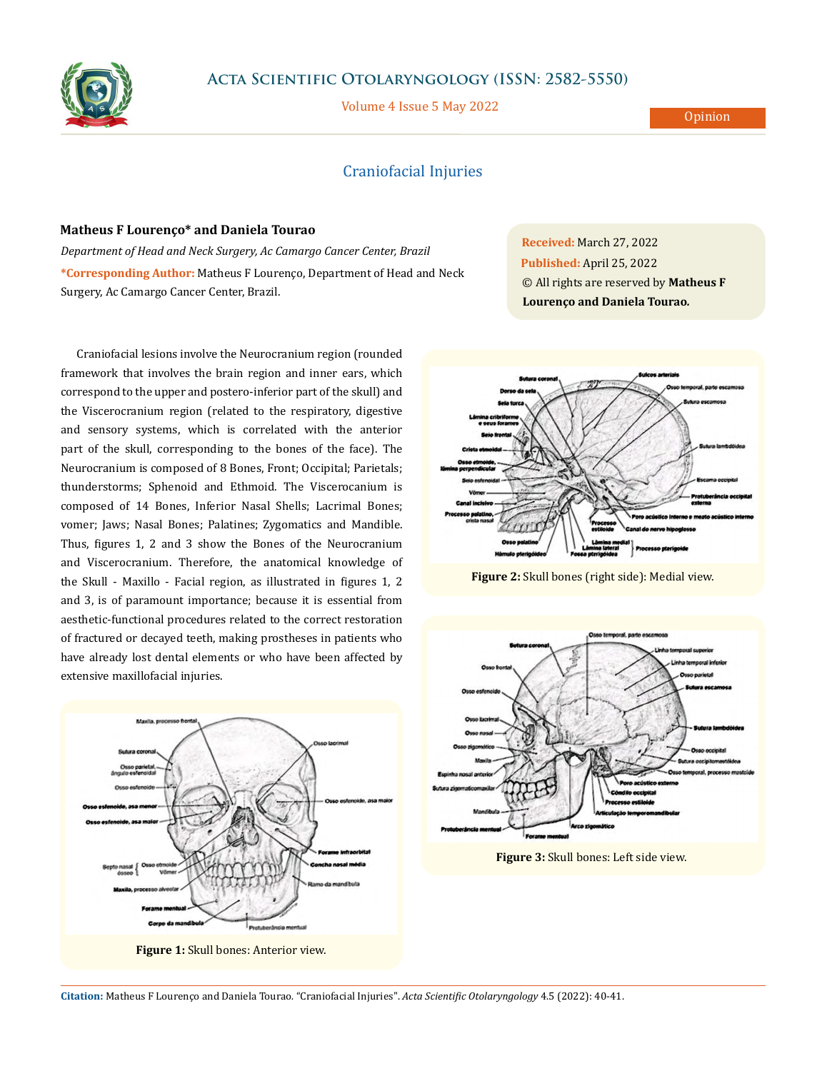# Craniofacial Injuries

**Matheus F Lourenço\* and Daniela Tourao**

*Department of Head and Neck Surgery, Ac Camargo Cancer Center, Brazil*

**\*Corresponding Author:** Matheus F Lourenço, Department of Head and Neck Surgery, Ac Camargo Cancer Center, Brazil.

**Received:** March 27, 2022

**Published:** April 25, 2022

© All rights are reserved by **Matheus F Lourenço and Daniela Tourao.**

Craniofacial lesions involve the Neurocranium region (rounded framework that involves the brain region and inner ears, which correspond to the upper and postero-inferior part of the skull) and the Viscerocranium region (related to the respiratory, digestive and sensory systems, which is correlated with the anterior part of the skull, corresponding to the bones of the face). The Neurocranium is composed of 8 Bones, Front; Occipital; Parietals; thunderstorms; Sphenoid and Ethmoid. The Viscerocanium is composed of 14 Bones, Inferior Nasal Shells; Lacrimal Bones; vomer; Jaws; Nasal Bones; Palatines; Zygomatics and Mandible. Thus, figures 1, 2 and 3 show the Bones of the Neurocranium and Viscerocranium. Therefore, the anatomical knowledge of the Skull - Maxillo - Facial region, as illustrated in figures 1, 2 and 3, is of paramount importance; because it is essential from aesthetic-functional procedures related to the correct restoration of fractured or decayed teeth, making prostheses in patients who have already lost dental elements or who have been affected by extensive maxillofacial injuries.

**Figure 1:** Skull bones: Anterior view.

**Figure 2:** Skull bones (right side): Medial view.

**Figure 3:** Skull bones: Left side view.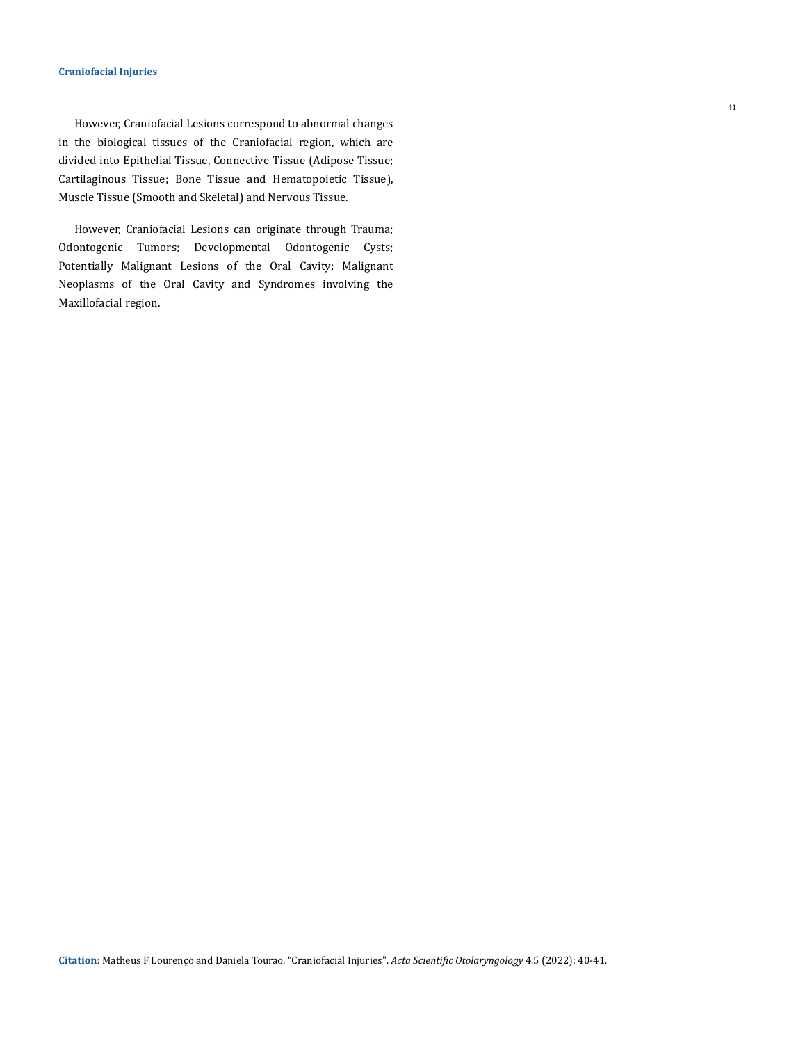However, Craniofacial Lesions correspond to abnormal changes in the biological tissues of the Craniofacial region, which are divided into Epithelial Tissue, Connective Tissue (Adipose Tissue; Cartilaginous Tissue; Bone Tissue and Hematopoietic Tissue), Muscle Tissue (Smooth and Skeletal) and Nervous Tissue.

However, Craniofacial Lesions can originate through Trauma; Odontogenic Tumors; Developmental Odontogenic Cysts; Potentially Malignant Lesions of the Oral Cavity; Malignant Neoplasms of the Oral Cavity and Syndromes involving the Maxillofacial region.